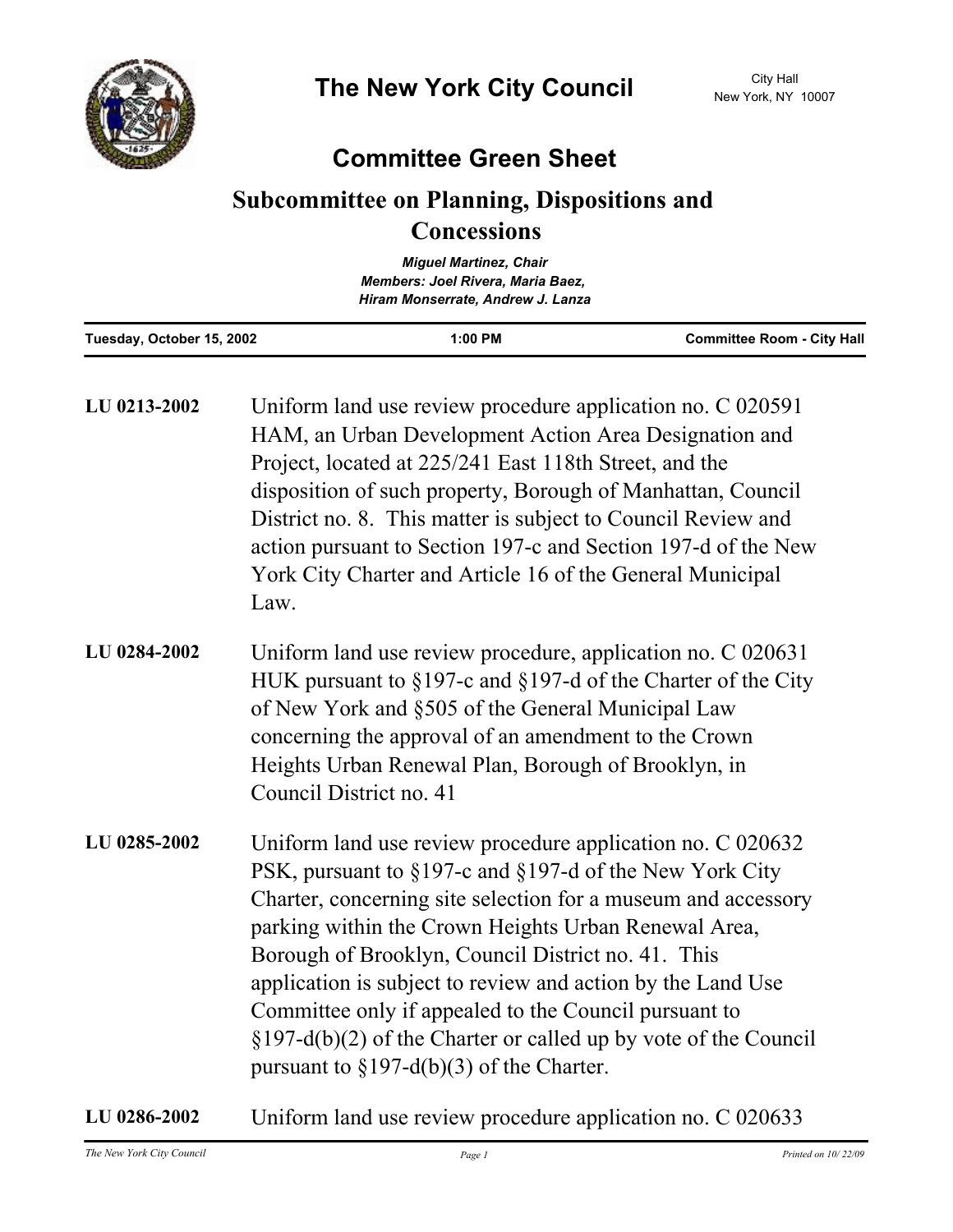# The New York City Council

City Hall
New York, NY 10007

## Committee Green Sheet

## Subcommittee on Planning, Dispositions and Concessions

*Miguel Martinez, Chair*
*Members: Joel Rivera, Maria Baez, Hiram Monserrate, Andrew J. Lanza*

| Tuesday, October 15, 2002 | 1:00 PM | Committee Room - City Hall |
|---|---|---|

**LU 0213-2002** Uniform land use review procedure application no. C 020591 HAM, an Urban Development Action Area Designation and Project, located at 225/241 East 118th Street, and the disposition of such property, Borough of Manhattan, Council District no. 8. This matter is subject to Council Review and action pursuant to Section 197-c and Section 197-d of the New York City Charter and Article 16 of the General Municipal Law.

**LU 0284-2002** Uniform land use review procedure, application no. C 020631 HUK pursuant to §197-c and §197-d of the Charter of the City of New York and §505 of the General Municipal Law concerning the approval of an amendment to the Crown Heights Urban Renewal Plan, Borough of Brooklyn, in Council District no. 41

**LU 0285-2002** Uniform land use review procedure application no. C 020632 PSK, pursuant to §197-c and §197-d of the New York City Charter, concerning site selection for a museum and accessory parking within the Crown Heights Urban Renewal Area, Borough of Brooklyn, Council District no. 41. This application is subject to review and action by the Land Use Committee only if appealed to the Council pursuant to §197-d(b)(2) of the Charter or called up by vote of the Council pursuant to §197-d(b)(3) of the Charter.

**LU 0286-2002** Uniform land use review procedure application no. C 020633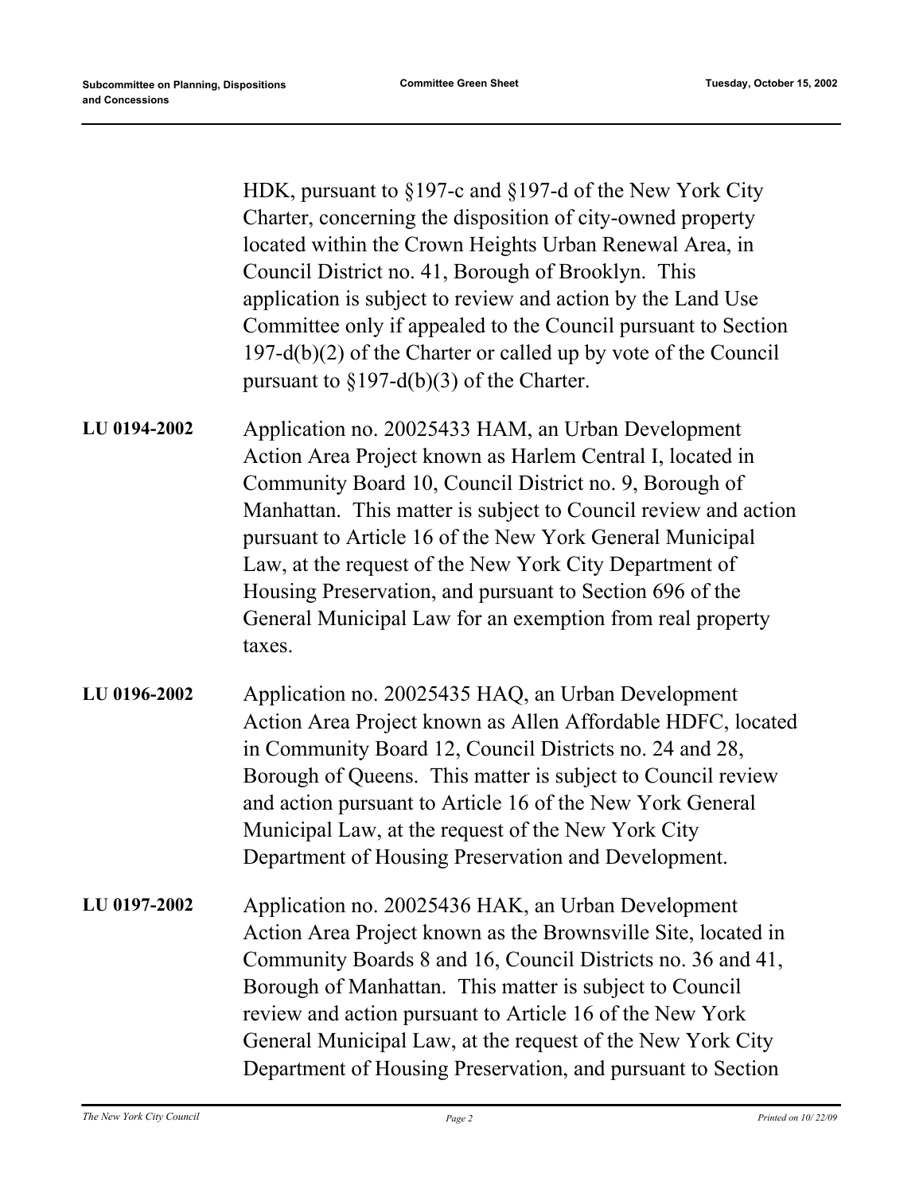HDK, pursuant to §197-c and §197-d of the New York City Charter, concerning the disposition of city-owned property located within the Crown Heights Urban Renewal Area, in Council District no. 41, Borough of Brooklyn. This application is subject to review and action by the Land Use Committee only if appealed to the Council pursuant to Section 197-d(b)(2) of the Charter or called up by vote of the Council pursuant to §197-d(b)(3) of the Charter.

**LU 0194-2002** Application no. 20025433 HAM, an Urban Development Action Area Project known as Harlem Central I, located in Community Board 10, Council District no. 9, Borough of Manhattan. This matter is subject to Council review and action pursuant to Article 16 of the New York General Municipal Law, at the request of the New York City Department of Housing Preservation, and pursuant to Section 696 of the General Municipal Law for an exemption from real property taxes.

**LU 0196-2002** Application no. 20025435 HAQ, an Urban Development Action Area Project known as Allen Affordable HDFC, located in Community Board 12, Council Districts no. 24 and 28, Borough of Queens. This matter is subject to Council review and action pursuant to Article 16 of the New York General Municipal Law, at the request of the New York City Department of Housing Preservation and Development.

**LU 0197-2002** Application no. 20025436 HAK, an Urban Development Action Area Project known as the Brownsville Site, located in Community Boards 8 and 16, Council Districts no. 36 and 41, Borough of Manhattan. This matter is subject to Council review and action pursuant to Article 16 of the New York General Municipal Law, at the request of the New York City Department of Housing Preservation, and pursuant to Section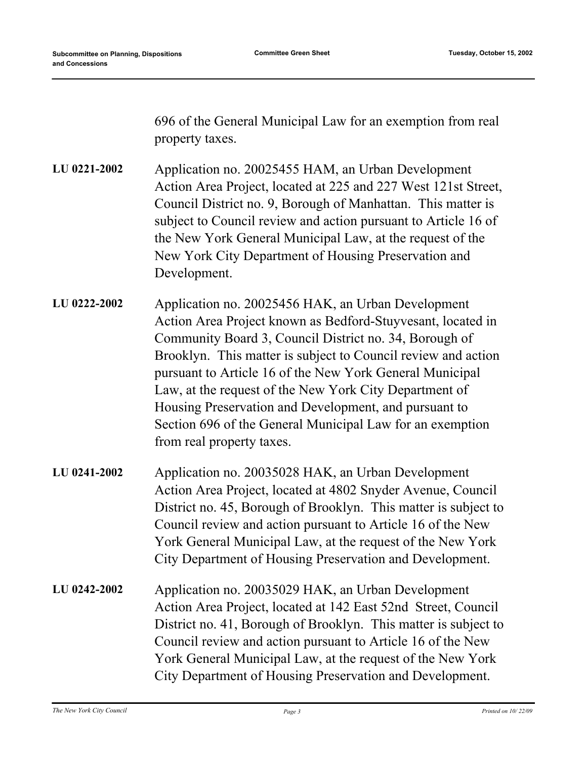696 of the General Municipal Law for an exemption from real property taxes.

**LU 0221-2002** Application no. 20025455 HAM, an Urban Development Action Area Project, located at 225 and 227 West 121st Street, Council District no. 9, Borough of Manhattan. This matter is subject to Council review and action pursuant to Article 16 of the New York General Municipal Law, at the request of the New York City Department of Housing Preservation and Development.

**LU 0222-2002** Application no. 20025456 HAK, an Urban Development Action Area Project known as Bedford-Stuyvesant, located in Community Board 3, Council District no. 34, Borough of Brooklyn. This matter is subject to Council review and action pursuant to Article 16 of the New York General Municipal Law, at the request of the New York City Department of Housing Preservation and Development, and pursuant to Section 696 of the General Municipal Law for an exemption from real property taxes.

**LU 0241-2002** Application no. 20035028 HAK, an Urban Development Action Area Project, located at 4802 Snyder Avenue, Council District no. 45, Borough of Brooklyn. This matter is subject to Council review and action pursuant to Article 16 of the New York General Municipal Law, at the request of the New York City Department of Housing Preservation and Development.

**LU 0242-2002** Application no. 20035029 HAK, an Urban Development Action Area Project, located at 142 East 52nd Street, Council District no. 41, Borough of Brooklyn. This matter is subject to Council review and action pursuant to Article 16 of the New York General Municipal Law, at the request of the New York City Department of Housing Preservation and Development.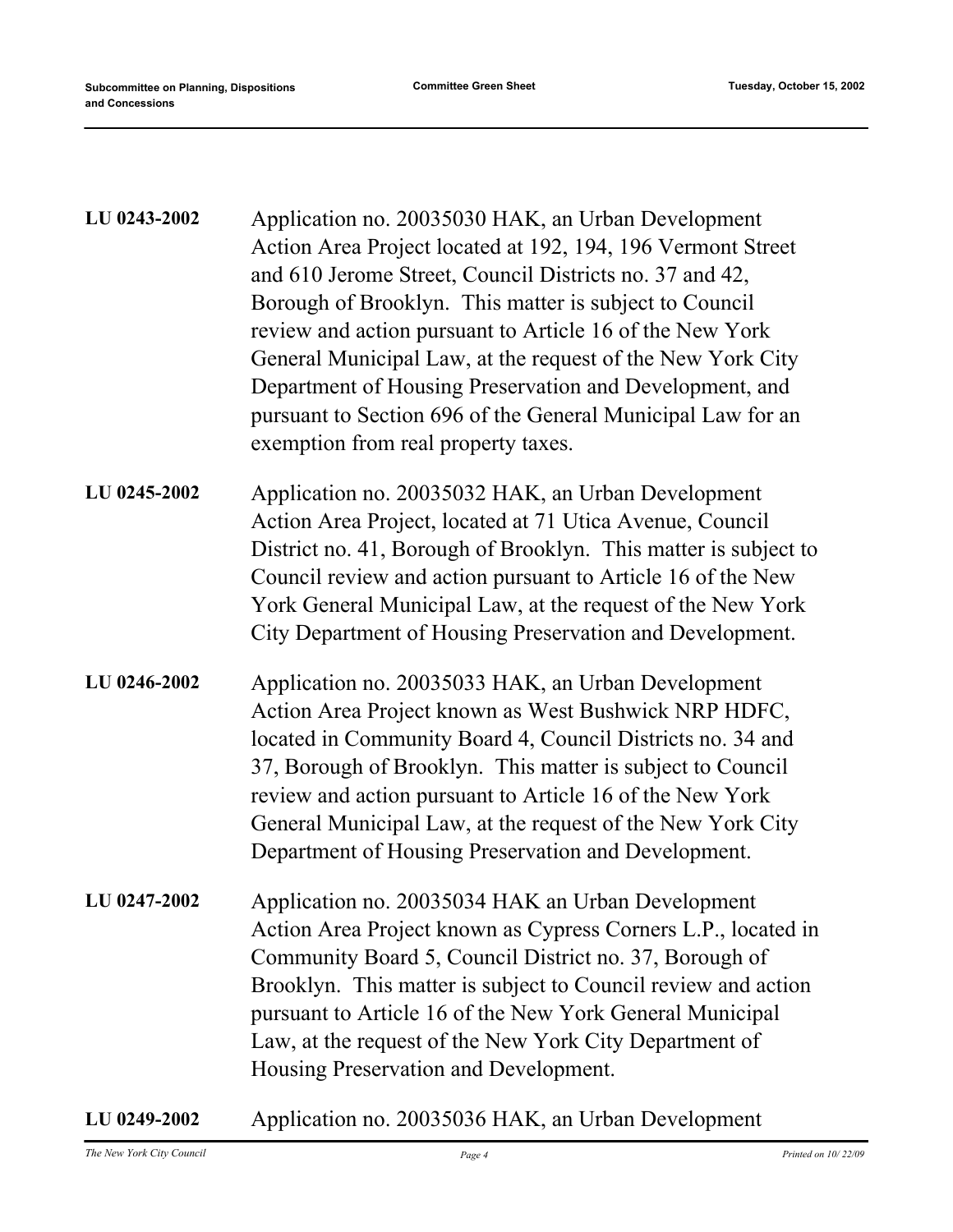**LU 0243-2002** Application no. 20035030 HAK, an Urban Development Action Area Project located at 192, 194, 196 Vermont Street and 610 Jerome Street, Council Districts no. 37 and 42, Borough of Brooklyn. This matter is subject to Council review and action pursuant to Article 16 of the New York General Municipal Law, at the request of the New York City Department of Housing Preservation and Development, and pursuant to Section 696 of the General Municipal Law for an exemption from real property taxes.

**LU 0245-2002** Application no. 20035032 HAK, an Urban Development Action Area Project, located at 71 Utica Avenue, Council District no. 41, Borough of Brooklyn. This matter is subject to Council review and action pursuant to Article 16 of the New York General Municipal Law, at the request of the New York City Department of Housing Preservation and Development.

**LU 0246-2002** Application no. 20035033 HAK, an Urban Development Action Area Project known as West Bushwick NRP HDFC, located in Community Board 4, Council Districts no. 34 and 37, Borough of Brooklyn. This matter is subject to Council review and action pursuant to Article 16 of the New York General Municipal Law, at the request of the New York City Department of Housing Preservation and Development.

**LU 0247-2002** Application no. 20035034 HAK an Urban Development Action Area Project known as Cypress Corners L.P., located in Community Board 5, Council District no. 37, Borough of Brooklyn. This matter is subject to Council review and action pursuant to Article 16 of the New York General Municipal Law, at the request of the New York City Department of Housing Preservation and Development.

**LU 0249-2002** Application no. 20035036 HAK, an Urban Development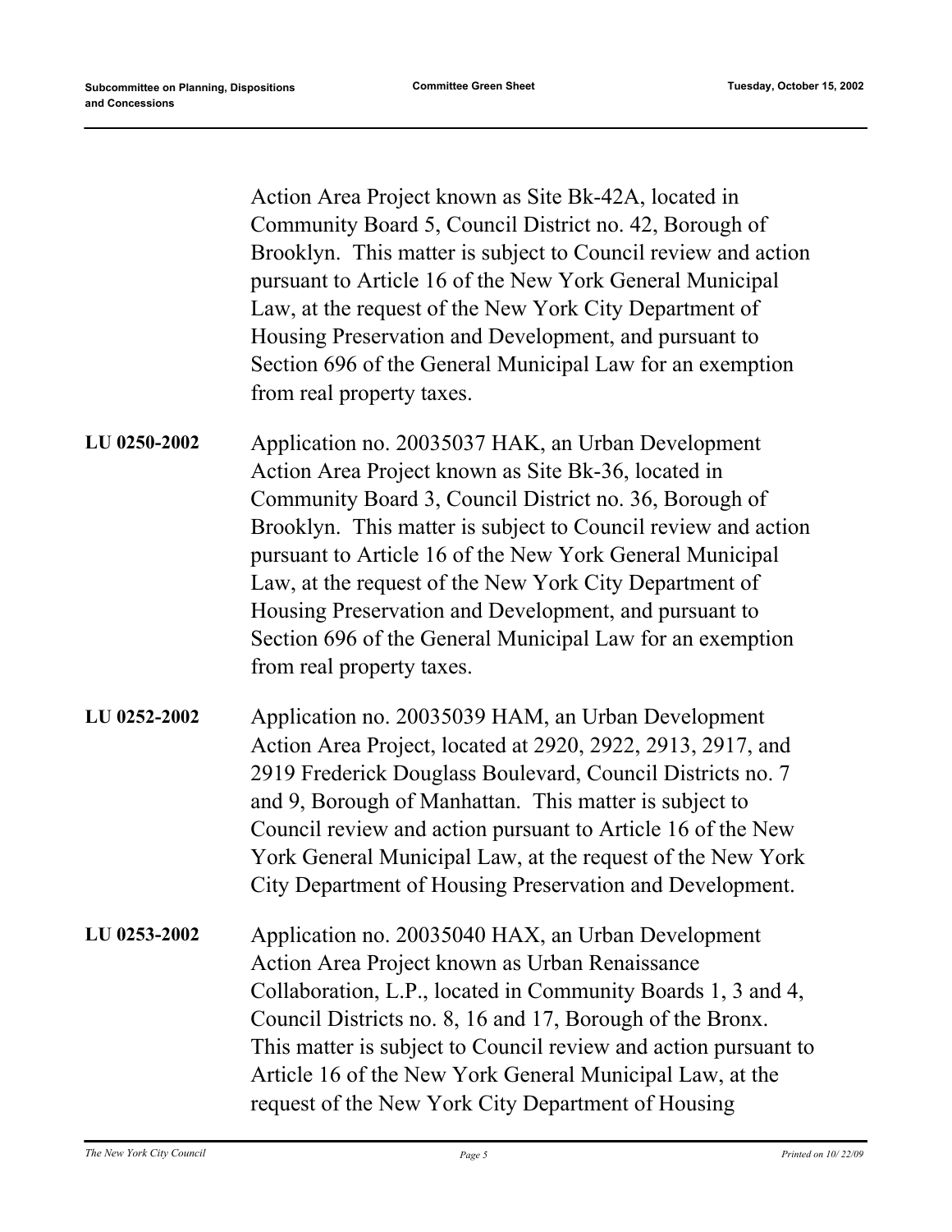Action Area Project known as Site Bk-42A, located in Community Board 5, Council District no. 42, Borough of Brooklyn. This matter is subject to Council review and action pursuant to Article 16 of the New York General Municipal Law, at the request of the New York City Department of Housing Preservation and Development, and pursuant to Section 696 of the General Municipal Law for an exemption from real property taxes.

**LU 0250-2002** Application no. 20035037 HAK, an Urban Development Action Area Project known as Site Bk-36, located in Community Board 3, Council District no. 36, Borough of Brooklyn. This matter is subject to Council review and action pursuant to Article 16 of the New York General Municipal Law, at the request of the New York City Department of Housing Preservation and Development, and pursuant to Section 696 of the General Municipal Law for an exemption from real property taxes.

**LU 0252-2002** Application no. 20035039 HAM, an Urban Development Action Area Project, located at 2920, 2922, 2913, 2917, and 2919 Frederick Douglass Boulevard, Council Districts no. 7 and 9, Borough of Manhattan. This matter is subject to Council review and action pursuant to Article 16 of the New York General Municipal Law, at the request of the New York City Department of Housing Preservation and Development.

**LU 0253-2002** Application no. 20035040 HAX, an Urban Development Action Area Project known as Urban Renaissance Collaboration, L.P., located in Community Boards 1, 3 and 4, Council Districts no. 8, 16 and 17, Borough of the Bronx. This matter is subject to Council review and action pursuant to Article 16 of the New York General Municipal Law, at the request of the New York City Department of Housing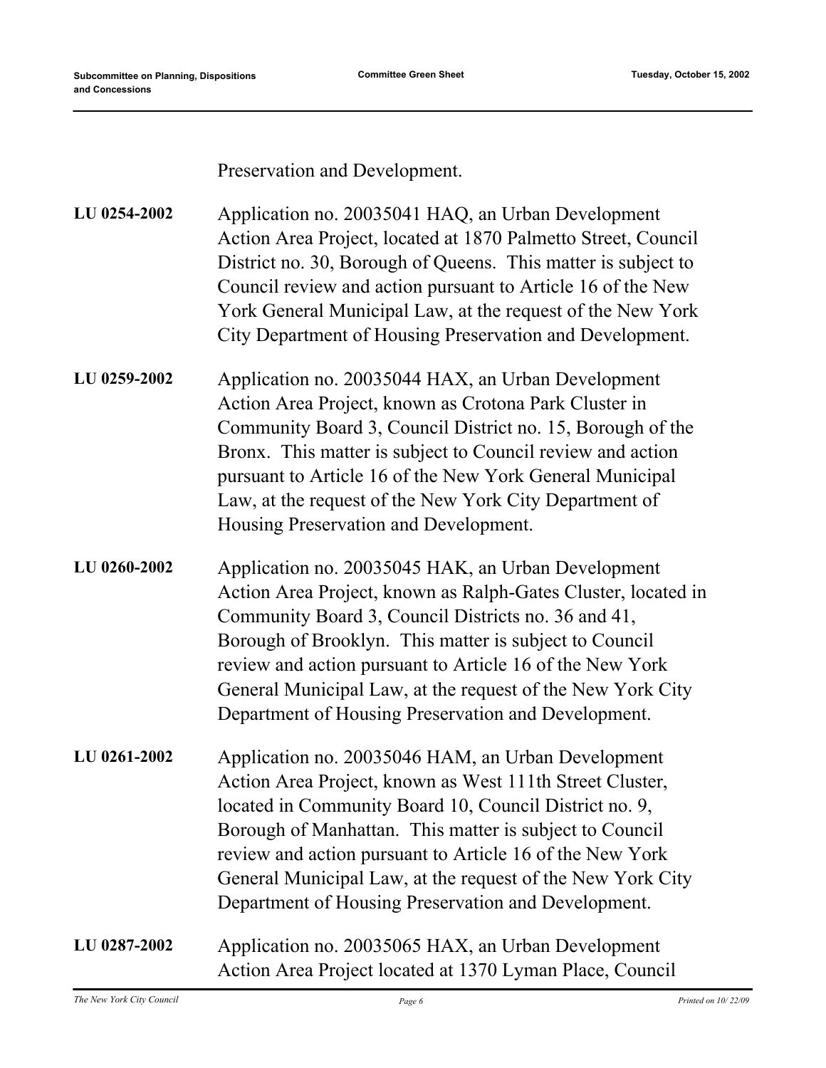Preservation and Development.

**LU 0254-2002** Application no. 20035041 HAQ, an Urban Development Action Area Project, located at 1870 Palmetto Street, Council District no. 30, Borough of Queens. This matter is subject to Council review and action pursuant to Article 16 of the New York General Municipal Law, at the request of the New York City Department of Housing Preservation and Development.

**LU 0259-2002** Application no. 20035044 HAX, an Urban Development Action Area Project, known as Crotona Park Cluster in Community Board 3, Council District no. 15, Borough of the Bronx. This matter is subject to Council review and action pursuant to Article 16 of the New York General Municipal Law, at the request of the New York City Department of Housing Preservation and Development.

**LU 0260-2002** Application no. 20035045 HAK, an Urban Development Action Area Project, known as Ralph-Gates Cluster, located in Community Board 3, Council Districts no. 36 and 41, Borough of Brooklyn. This matter is subject to Council review and action pursuant to Article 16 of the New York General Municipal Law, at the request of the New York City Department of Housing Preservation and Development.

**LU 0261-2002** Application no. 20035046 HAM, an Urban Development Action Area Project, known as West 111th Street Cluster, located in Community Board 10, Council District no. 9, Borough of Manhattan. This matter is subject to Council review and action pursuant to Article 16 of the New York General Municipal Law, at the request of the New York City Department of Housing Preservation and Development.

**LU 0287-2002** Application no. 20035065 HAX, an Urban Development Action Area Project located at 1370 Lyman Place, Council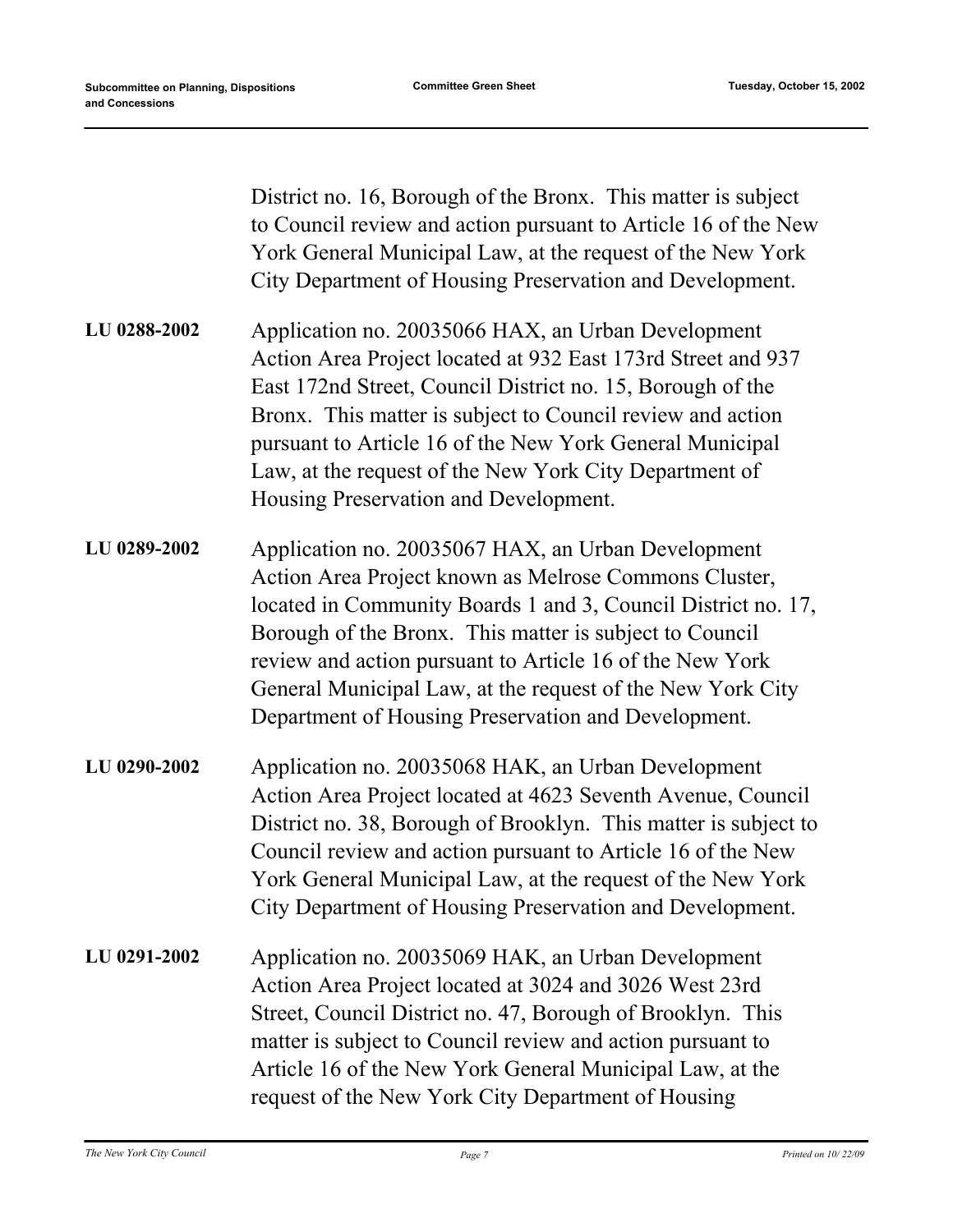District no. 16, Borough of the Bronx. This matter is subject to Council review and action pursuant to Article 16 of the New York General Municipal Law, at the request of the New York City Department of Housing Preservation and Development.

**LU 0288-2002** Application no. 20035066 HAX, an Urban Development Action Area Project located at 932 East 173rd Street and 937 East 172nd Street, Council District no. 15, Borough of the Bronx. This matter is subject to Council review and action pursuant to Article 16 of the New York General Municipal Law, at the request of the New York City Department of Housing Preservation and Development.

**LU 0289-2002** Application no. 20035067 HAX, an Urban Development Action Area Project known as Melrose Commons Cluster, located in Community Boards 1 and 3, Council District no. 17, Borough of the Bronx. This matter is subject to Council review and action pursuant to Article 16 of the New York General Municipal Law, at the request of the New York City Department of Housing Preservation and Development.

**LU 0290-2002** Application no. 20035068 HAK, an Urban Development Action Area Project located at 4623 Seventh Avenue, Council District no. 38, Borough of Brooklyn. This matter is subject to Council review and action pursuant to Article 16 of the New York General Municipal Law, at the request of the New York City Department of Housing Preservation and Development.

**LU 0291-2002** Application no. 20035069 HAK, an Urban Development Action Area Project located at 3024 and 3026 West 23rd Street, Council District no. 47, Borough of Brooklyn. This matter is subject to Council review and action pursuant to Article 16 of the New York General Municipal Law, at the request of the New York City Department of Housing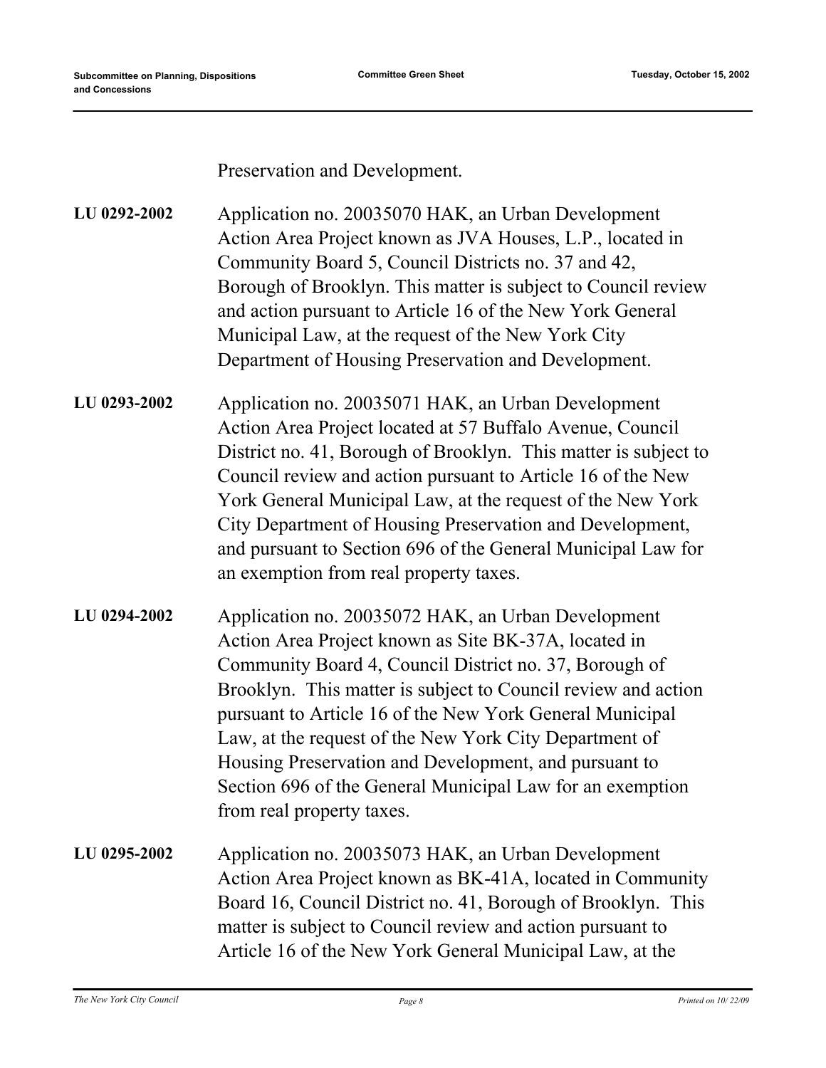Preservation and Development.

**LU 0292-2002** Application no. 20035070 HAK, an Urban Development Action Area Project known as JVA Houses, L.P., located in Community Board 5, Council Districts no. 37 and 42, Borough of Brooklyn. This matter is subject to Council review and action pursuant to Article 16 of the New York General Municipal Law, at the request of the New York City Department of Housing Preservation and Development.

**LU 0293-2002** Application no. 20035071 HAK, an Urban Development Action Area Project located at 57 Buffalo Avenue, Council District no. 41, Borough of Brooklyn. This matter is subject to Council review and action pursuant to Article 16 of the New York General Municipal Law, at the request of the New York City Department of Housing Preservation and Development, and pursuant to Section 696 of the General Municipal Law for an exemption from real property taxes.

**LU 0294-2002** Application no. 20035072 HAK, an Urban Development Action Area Project known as Site BK-37A, located in Community Board 4, Council District no. 37, Borough of Brooklyn. This matter is subject to Council review and action pursuant to Article 16 of the New York General Municipal Law, at the request of the New York City Department of Housing Preservation and Development, and pursuant to Section 696 of the General Municipal Law for an exemption from real property taxes.

**LU 0295-2002** Application no. 20035073 HAK, an Urban Development Action Area Project known as BK-41A, located in Community Board 16, Council District no. 41, Borough of Brooklyn. This matter is subject to Council review and action pursuant to Article 16 of the New York General Municipal Law, at the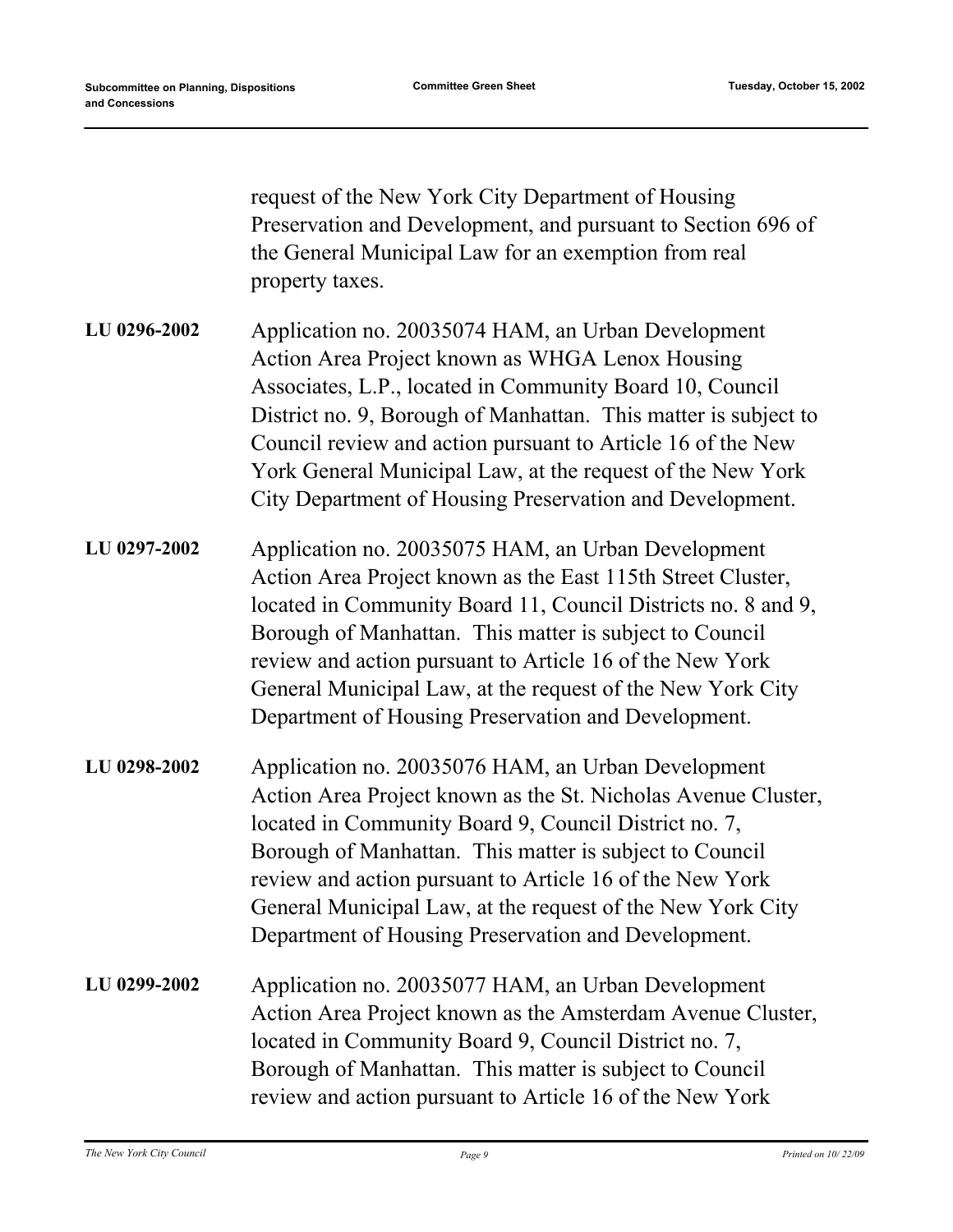request of the New York City Department of Housing Preservation and Development, and pursuant to Section 696 of the General Municipal Law for an exemption from real property taxes.

**LU 0296-2002** Application no. 20035074 HAM, an Urban Development Action Area Project known as WHGA Lenox Housing Associates, L.P., located in Community Board 10, Council District no. 9, Borough of Manhattan. This matter is subject to Council review and action pursuant to Article 16 of the New York General Municipal Law, at the request of the New York City Department of Housing Preservation and Development.

**LU 0297-2002** Application no. 20035075 HAM, an Urban Development Action Area Project known as the East 115th Street Cluster, located in Community Board 11, Council Districts no. 8 and 9, Borough of Manhattan. This matter is subject to Council review and action pursuant to Article 16 of the New York General Municipal Law, at the request of the New York City Department of Housing Preservation and Development.

**LU 0298-2002** Application no. 20035076 HAM, an Urban Development Action Area Project known as the St. Nicholas Avenue Cluster, located in Community Board 9, Council District no. 7, Borough of Manhattan. This matter is subject to Council review and action pursuant to Article 16 of the New York General Municipal Law, at the request of the New York City Department of Housing Preservation and Development.

**LU 0299-2002** Application no. 20035077 HAM, an Urban Development Action Area Project known as the Amsterdam Avenue Cluster, located in Community Board 9, Council District no. 7, Borough of Manhattan. This matter is subject to Council review and action pursuant to Article 16 of the New York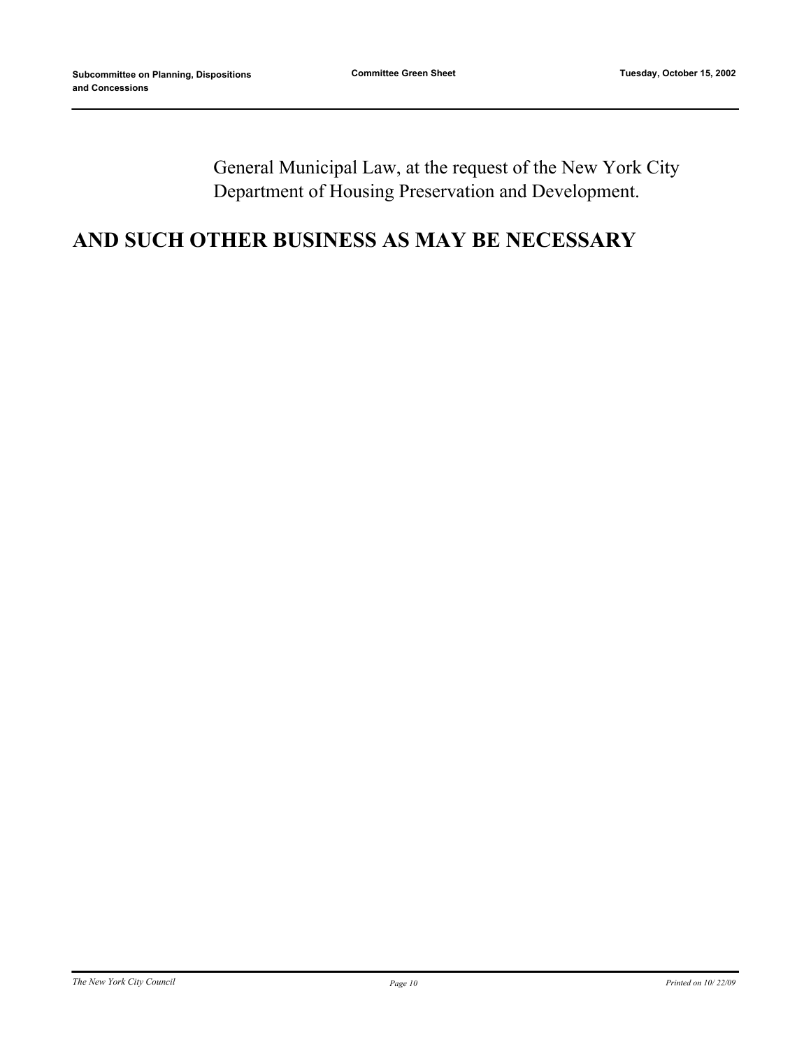General Municipal Law, at the request of the New York City Department of Housing Preservation and Development.

## AND SUCH OTHER BUSINESS AS MAY BE NECESSARY